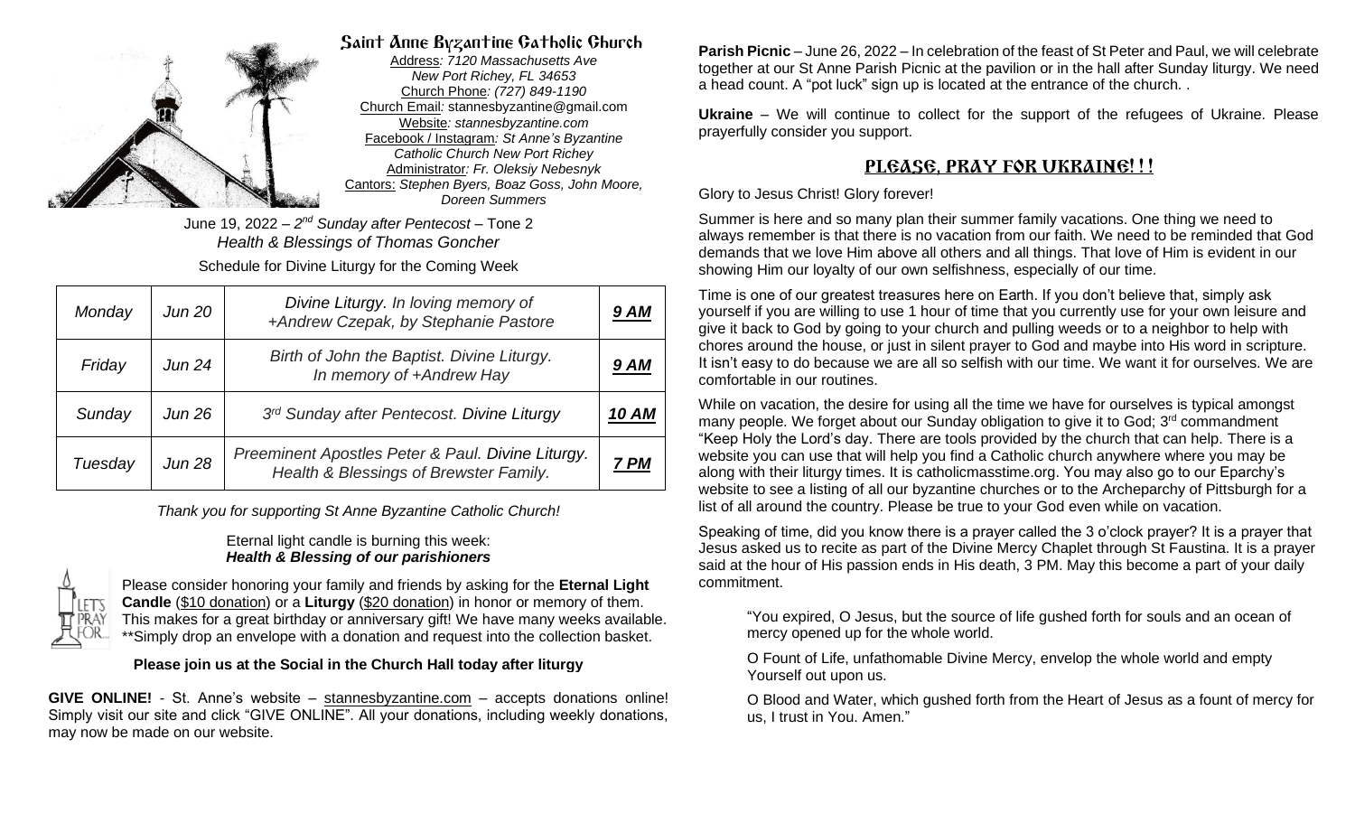# Saint Anne Byzantine Catholic Church

Address*: 7120 Massachusetts Ave*
*New Port Richey, FL 34653*
Church Phone*: (727) 849-1190*
Church Email*:* stannesbyzantine@gmail.com
Website*: stannesbyzantine.com*
Facebook / Instagram*: St Anne's Byzantine Catholic Church New Port Richey*
Administrator*: Fr. Oleksiy Nebesnyk*
Cantors: *Stephen Byers, Boaz Goss, John Moore, Doreen Summers*

June 19, 2022 – *2nd Sunday after Pentecost* – Tone 2
*Health & Blessings of Thomas Goncher*

Schedule for Divine Liturgy for the Coming Week

| | | | |
|---|---|---|---|
| *Monday* | *Jun 20* | *Divine Liturgy. In loving memory of +Andrew Czepak, by Stephanie Pastore* | ***9 AM*** |
| *Friday* | *Jun 24* | *Birth of John the Baptist. Divine Liturgy. In memory of +Andrew Hay* | ***9 AM*** |
| *Sunday* | *Jun 26* | *3rd Sunday after Pentecost. Divine Liturgy* | ***10 AM*** |
| *Tuesday* | *Jun 28* | *Preeminent Apostles Peter & Paul. Divine Liturgy. Health & Blessings of Brewster Family.* | ***7 PM*** |

*Thank you for supporting St Anne Byzantine Catholic Church!*

Eternal light candle is burning this week:
***Health & Blessing of our parishioners***

Please consider honoring your family and friends by asking for the **Eternal Light Candle** ($10 donation) or a **Liturgy** ($20 donation) in honor or memory of them. This makes for a great birthday or anniversary gift! We have many weeks available. **Simply drop an envelope with a donation and request into the collection basket.

**Please join us at the Social in the Church Hall today after liturgy**

**GIVE ONLINE!** - St. Anne's website – stannesbyzantine.com – accepts donations online! Simply visit our site and click "GIVE ONLINE". All your donations, including weekly donations, may now be made on our website.

**Parish Picnic** – June 26, 2022 – In celebration of the feast of St Peter and Paul, we will celebrate together at our St Anne Parish Picnic at the pavilion or in the hall after Sunday liturgy. We need a head count. A "pot luck" sign up is located at the entrance of the church. .

**Ukraine** – We will continue to collect for the support of the refugees of Ukraine. Please prayerfully consider you support.

## PLEASE, PRAY FOR UKRAINE!!!

Glory to Jesus Christ! Glory forever!

Summer is here and so many plan their summer family vacations. One thing we need to always remember is that there is no vacation from our faith. We need to be reminded that God demands that we love Him above all others and all things. That love of Him is evident in our showing Him our loyalty of our own selfishness, especially of our time.

Time is one of our greatest treasures here on Earth. If you don't believe that, simply ask yourself if you are willing to use 1 hour of time that you currently use for your own leisure and give it back to God by going to your church and pulling weeds or to a neighbor to help with chores around the house, or just in silent prayer to God and maybe into His word in scripture. It isn't easy to do because we are all so selfish with our time. We want it for ourselves. We are comfortable in our routines.

While on vacation, the desire for using all the time we have for ourselves is typical amongst many people. We forget about our Sunday obligation to give it to God; 3rd commandment "Keep Holy the Lord's day. There are tools provided by the church that can help. There is a website you can use that will help you find a Catholic church anywhere where you may be along with their liturgy times. It is catholicmasstime.org. You may also go to our Eparchy's website to see a listing of all our byzantine churches or to the Archeparchy of Pittsburgh for a list of all around the country. Please be true to your God even while on vacation.

Speaking of time, did you know there is a prayer called the 3 o'clock prayer? It is a prayer that Jesus asked us to recite as part of the Divine Mercy Chaplet through St Faustina. It is a prayer said at the hour of His passion ends in His death, 3 PM. May this become a part of your daily commitment.

> "You expired, O Jesus, but the source of life gushed forth for souls and an ocean of mercy opened up for the whole world.
>
> O Fount of Life, unfathomable Divine Mercy, envelop the whole world and empty Yourself out upon us.
>
> O Blood and Water, which gushed forth from the Heart of Jesus as a fount of mercy for us, I trust in You. Amen."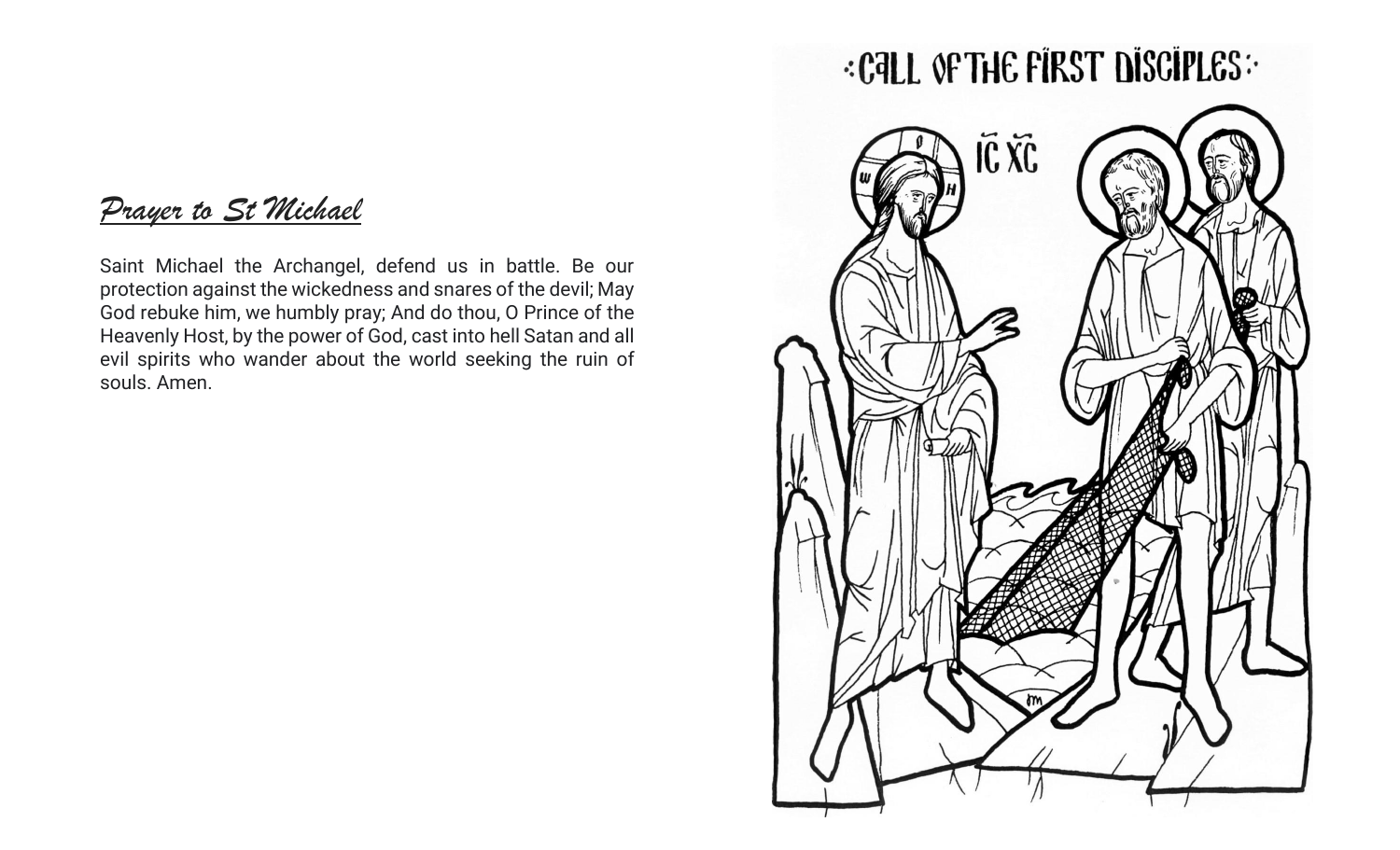## *Prayer to St Michael*

Saint Michael the Archangel, defend us in battle. Be our protection against the wickedness and snares of the devil; May God rebuke him, we humbly pray; And do thou, O Prince of the Heavenly Host, by the power of God, cast into hell Satan and all evil spirits who wander about the world seeking the ruin of souls. Amen.